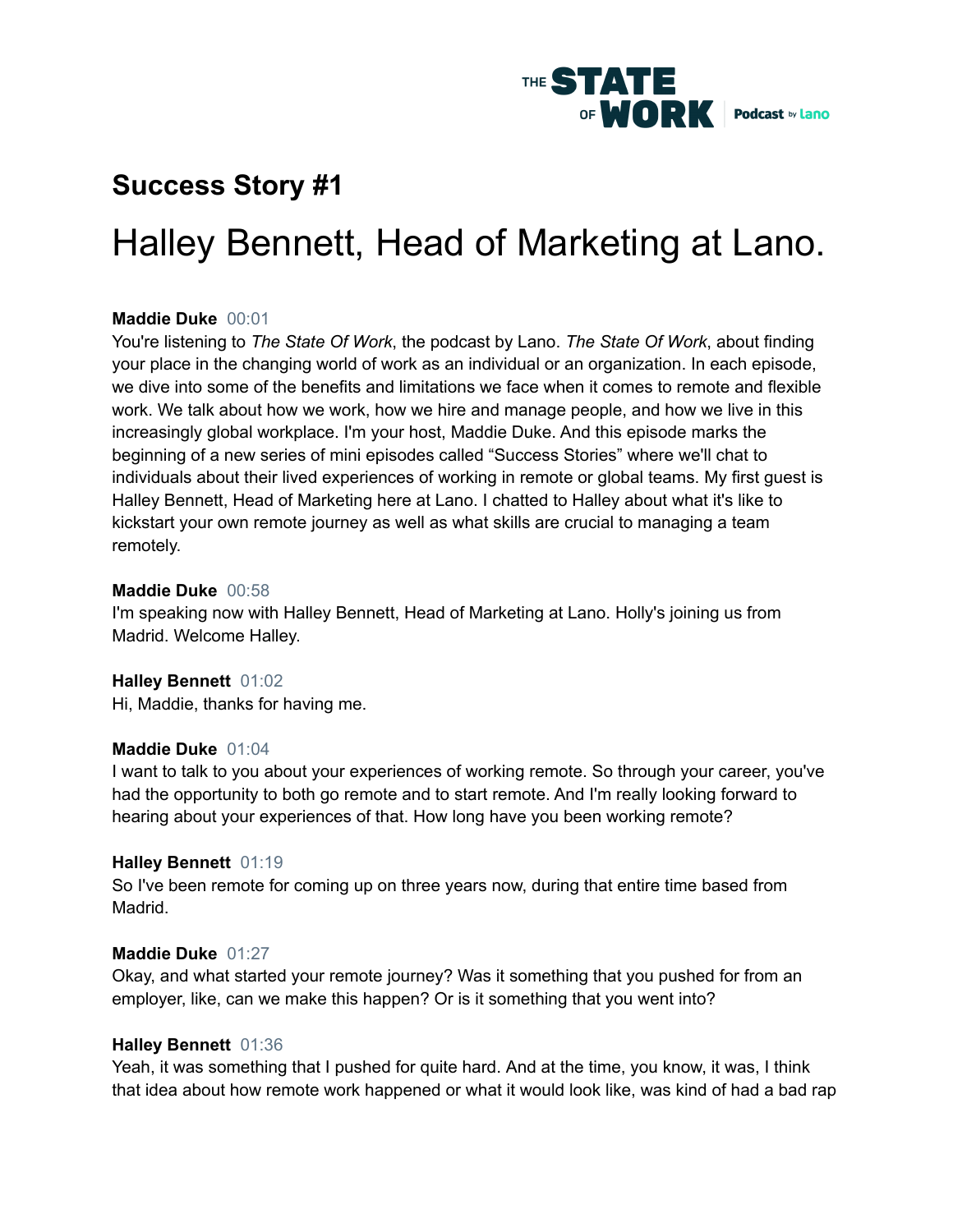## Success Story #1

# Halley Bennett, Head of Marketing at Lano.

**Maddie Duke** 00:01
You're listening to *The State Of Work*, the podcast by Lano. *The State Of Work*, about finding your place in the changing world of work as an individual or an organization. In each episode, we dive into some of the benefits and limitations we face when it comes to remote and flexible work. We talk about how we work, how we hire and manage people, and how we live in this increasingly global workplace. I'm your host, Maddie Duke. And this episode marks the beginning of a new series of mini episodes called "Success Stories" where we'll chat to individuals about their lived experiences of working in remote or global teams. My first guest is Halley Bennett, Head of Marketing here at Lano. I chatted to Halley about what it's like to kickstart your own remote journey as well as what skills are crucial to managing a team remotely.

**Maddie Duke** 00:58
I'm speaking now with Halley Bennett, Head of Marketing at Lano. Holly's joining us from Madrid. Welcome Halley.

**Halley Bennett** 01:02
Hi, Maddie, thanks for having me.

**Maddie Duke** 01:04
I want to talk to you about your experiences of working remote. So through your career, you've had the opportunity to both go remote and to start remote. And I'm really looking forward to hearing about your experiences of that. How long have you been working remote?

**Halley Bennett** 01:19
So I've been remote for coming up on three years now, during that entire time based from Madrid.

**Maddie Duke** 01:27
Okay, and what started your remote journey? Was it something that you pushed for from an employer, like, can we make this happen? Or is it something that you went into?

**Halley Bennett** 01:36
Yeah, it was something that I pushed for quite hard. And at the time, you know, it was, I think that idea about how remote work happened or what it would look like, was kind of had a bad rap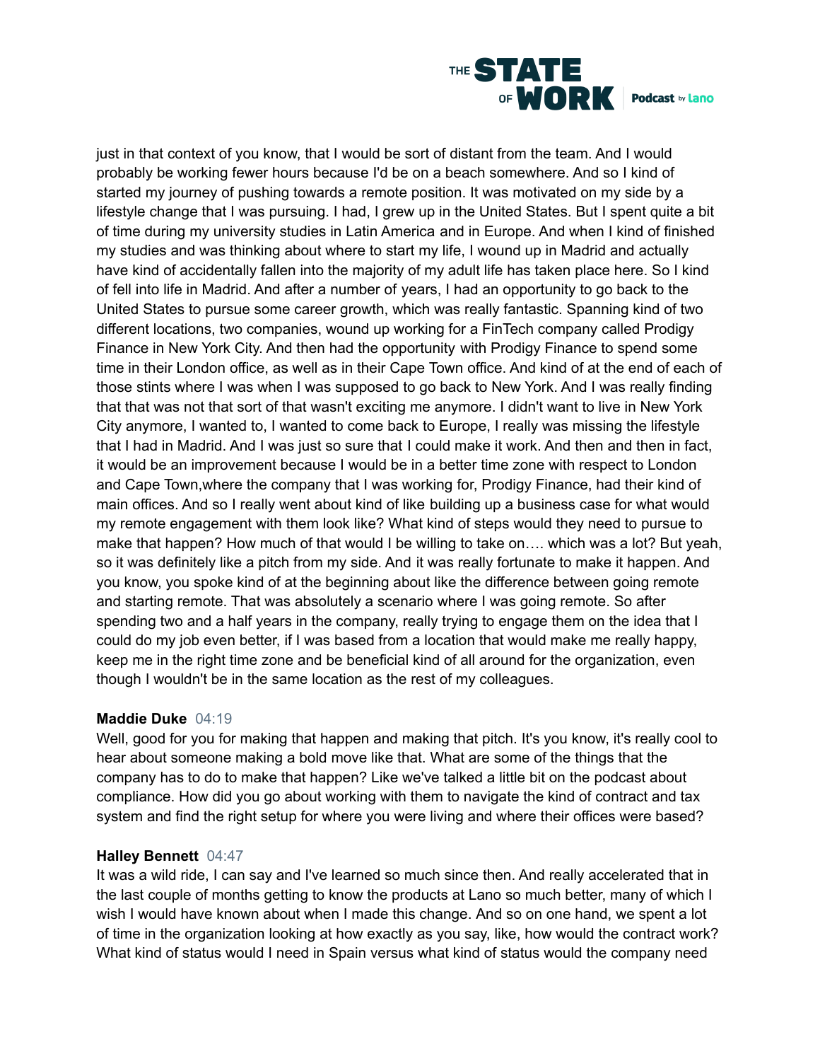just in that context of you know, that I would be sort of distant from the team. And I would probably be working fewer hours because I'd be on a beach somewhere. And so I kind of started my journey of pushing towards a remote position. It was motivated on my side by a lifestyle change that I was pursuing. I had, I grew up in the United States. But I spent quite a bit of time during my university studies in Latin America and in Europe. And when I kind of finished my studies and was thinking about where to start my life, I wound up in Madrid and actually have kind of accidentally fallen into the majority of my adult life has taken place here. So I kind of fell into life in Madrid. And after a number of years, I had an opportunity to go back to the United States to pursue some career growth, which was really fantastic. Spanning kind of two different locations, two companies, wound up working for a FinTech company called Prodigy Finance in New York City. And then had the opportunity with Prodigy Finance to spend some time in their London office, as well as in their Cape Town office. And kind of at the end of each of those stints where I was when I was supposed to go back to New York. And I was really finding that that was not that sort of that wasn't exciting me anymore. I didn't want to live in New York City anymore, I wanted to, I wanted to come back to Europe, I really was missing the lifestyle that I had in Madrid. And I was just so sure that I could make it work. And then and then in fact, it would be an improvement because I would be in a better time zone with respect to London and Cape Town,where the company that I was working for, Prodigy Finance, had their kind of main offices. And so I really went about kind of like building up a business case for what would my remote engagement with them look like? What kind of steps would they need to pursue to make that happen? How much of that would I be willing to take on…. which was a lot? But yeah, so it was definitely like a pitch from my side. And it was really fortunate to make it happen. And you know, you spoke kind of at the beginning about like the difference between going remote and starting remote. That was absolutely a scenario where I was going remote. So after spending two and a half years in the company, really trying to engage them on the idea that I could do my job even better, if I was based from a location that would make me really happy, keep me in the right time zone and be beneficial kind of all around for the organization, even though I wouldn't be in the same location as the rest of my colleagues.

**Maddie Duke** 04:19

Well, good for you for making that happen and making that pitch. It's you know, it's really cool to hear about someone making a bold move like that. What are some of the things that the company has to do to make that happen? Like we've talked a little bit on the podcast about compliance. How did you go about working with them to navigate the kind of contract and tax system and find the right setup for where you were living and where their offices were based?

**Halley Bennett** 04:47

It was a wild ride, I can say and I've learned so much since then. And really accelerated that in the last couple of months getting to know the products at Lano so much better, many of which I wish I would have known about when I made this change. And so on one hand, we spent a lot of time in the organization looking at how exactly as you say, like, how would the contract work? What kind of status would I need in Spain versus what kind of status would the company need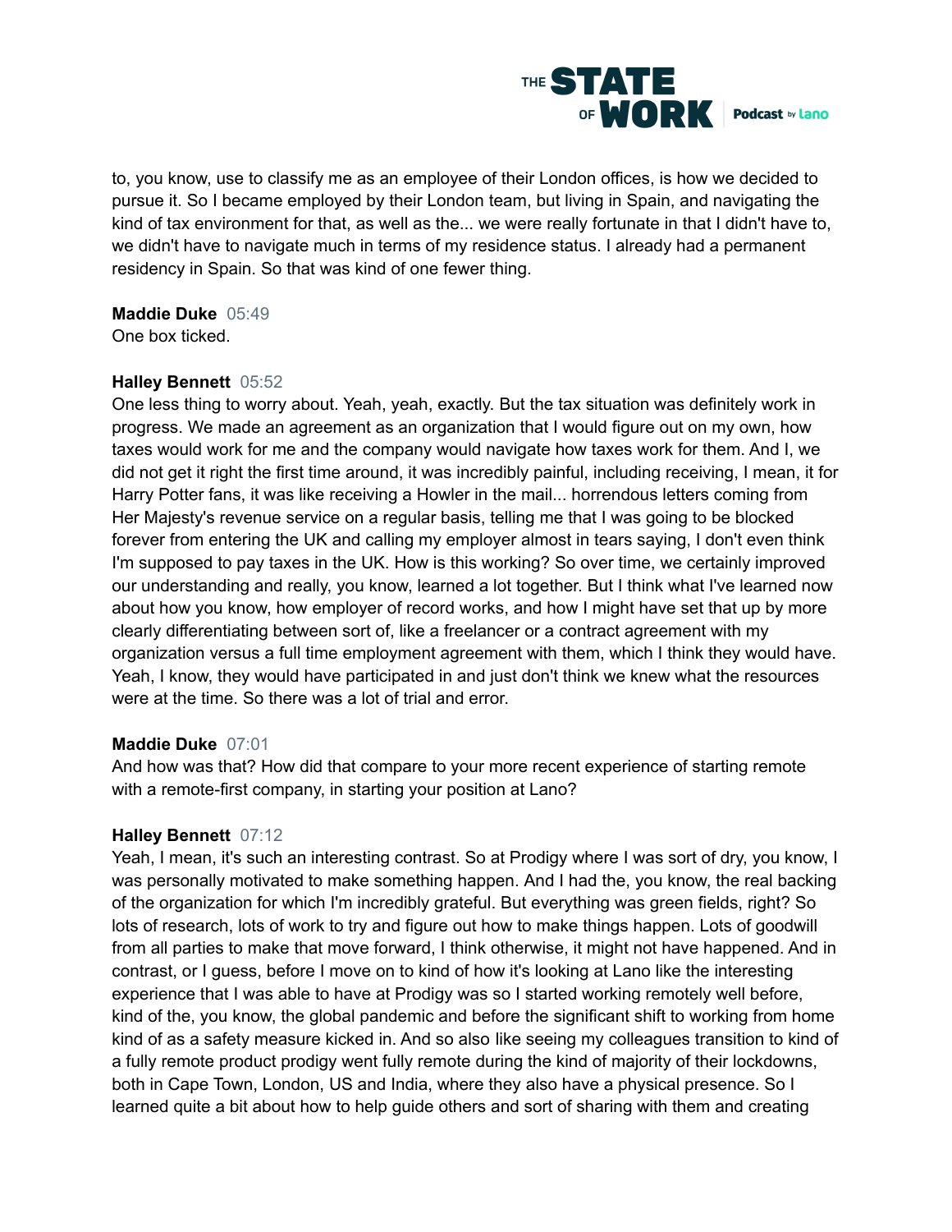to, you know, use to classify me as an employee of their London offices, is how we decided to pursue it. So I became employed by their London team, but living in Spain, and navigating the kind of tax environment for that, as well as the... we were really fortunate in that I didn't have to, we didn't have to navigate much in terms of my residence status. I already had a permanent residency in Spain. So that was kind of one fewer thing.

**Maddie Duke** 05:49
One box ticked.

**Halley Bennett** 05:52
One less thing to worry about. Yeah, yeah, exactly. But the tax situation was definitely work in progress. We made an agreement as an organization that I would figure out on my own, how taxes would work for me and the company would navigate how taxes work for them. And I, we did not get it right the first time around, it was incredibly painful, including receiving, I mean, it for Harry Potter fans, it was like receiving a Howler in the mail... horrendous letters coming from Her Majesty's revenue service on a regular basis, telling me that I was going to be blocked forever from entering the UK and calling my employer almost in tears saying, I don't even think I'm supposed to pay taxes in the UK. How is this working? So over time, we certainly improved our understanding and really, you know, learned a lot together. But I think what I've learned now about how you know, how employer of record works, and how I might have set that up by more clearly differentiating between sort of, like a freelancer or a contract agreement with my organization versus a full time employment agreement with them, which I think they would have. Yeah, I know, they would have participated in and just don't think we knew what the resources were at the time. So there was a lot of trial and error.

**Maddie Duke** 07:01
And how was that? How did that compare to your more recent experience of starting remote with a remote-first company, in starting your position at Lano?

**Halley Bennett** 07:12
Yeah, I mean, it's such an interesting contrast. So at Prodigy where I was sort of dry, you know, I was personally motivated to make something happen. And I had the, you know, the real backing of the organization for which I'm incredibly grateful. But everything was green fields, right? So lots of research, lots of work to try and figure out how to make things happen. Lots of goodwill from all parties to make that move forward, I think otherwise, it might not have happened. And in contrast, or I guess, before I move on to kind of how it's looking at Lano like the interesting experience that I was able to have at Prodigy was so I started working remotely well before, kind of the, you know, the global pandemic and before the significant shift to working from home kind of as a safety measure kicked in. And so also like seeing my colleagues transition to kind of a fully remote product prodigy went fully remote during the kind of majority of their lockdowns, both in Cape Town, London, US and India, where they also have a physical presence. So I learned quite a bit about how to help guide others and sort of sharing with them and creating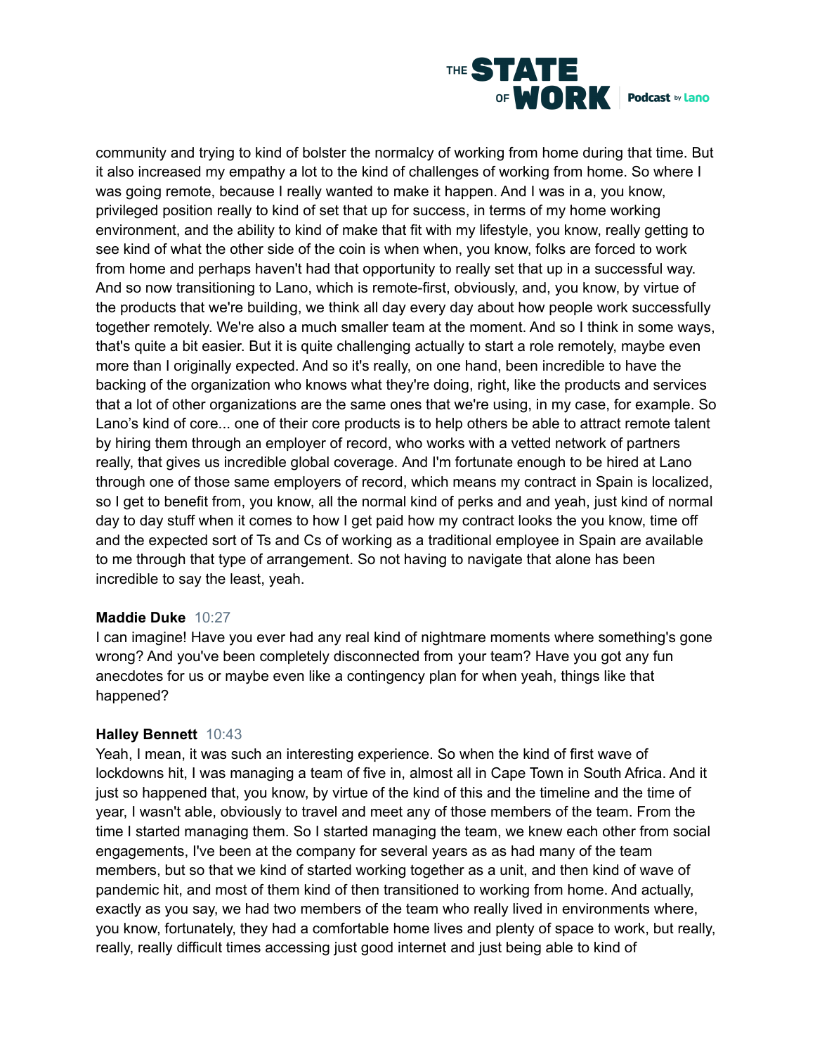community and trying to kind of bolster the normalcy of working from home during that time. But it also increased my empathy a lot to the kind of challenges of working from home. So where I was going remote, because I really wanted to make it happen. And I was in a, you know, privileged position really to kind of set that up for success, in terms of my home working environment, and the ability to kind of make that fit with my lifestyle, you know, really getting to see kind of what the other side of the coin is when when, you know, folks are forced to work from home and perhaps haven't had that opportunity to really set that up in a successful way. And so now transitioning to Lano, which is remote-first, obviously, and, you know, by virtue of the products that we're building, we think all day every day about how people work successfully together remotely. We're also a much smaller team at the moment. And so I think in some ways, that's quite a bit easier. But it is quite challenging actually to start a role remotely, maybe even more than I originally expected. And so it's really, on one hand, been incredible to have the backing of the organization who knows what they're doing, right, like the products and services that a lot of other organizations are the same ones that we're using, in my case, for example. So Lano's kind of core... one of their core products is to help others be able to attract remote talent by hiring them through an employer of record, who works with a vetted network of partners really, that gives us incredible global coverage. And I'm fortunate enough to be hired at Lano through one of those same employers of record, which means my contract in Spain is localized, so I get to benefit from, you know, all the normal kind of perks and and yeah, just kind of normal day to day stuff when it comes to how I get paid how my contract looks the you know, time off and the expected sort of Ts and Cs of working as a traditional employee in Spain are available to me through that type of arrangement. So not having to navigate that alone has been incredible to say the least, yeah.

**Maddie Duke** 10:27
I can imagine! Have you ever had any real kind of nightmare moments where something's gone wrong? And you've been completely disconnected from your team? Have you got any fun anecdotes for us or maybe even like a contingency plan for when yeah, things like that happened?

**Halley Bennett** 10:43
Yeah, I mean, it was such an interesting experience. So when the kind of first wave of lockdowns hit, I was managing a team of five in, almost all in Cape Town in South Africa. And it just so happened that, you know, by virtue of the kind of this and the timeline and the time of year, I wasn't able, obviously to travel and meet any of those members of the team. From the time I started managing them. So I started managing the team, we knew each other from social engagements, I've been at the company for several years as as had many of the team members, but so that we kind of started working together as a unit, and then kind of wave of pandemic hit, and most of them kind of then transitioned to working from home. And actually, exactly as you say, we had two members of the team who really lived in environments where, you know, fortunately, they had a comfortable home lives and plenty of space to work, but really, really, really difficult times accessing just good internet and just being able to kind of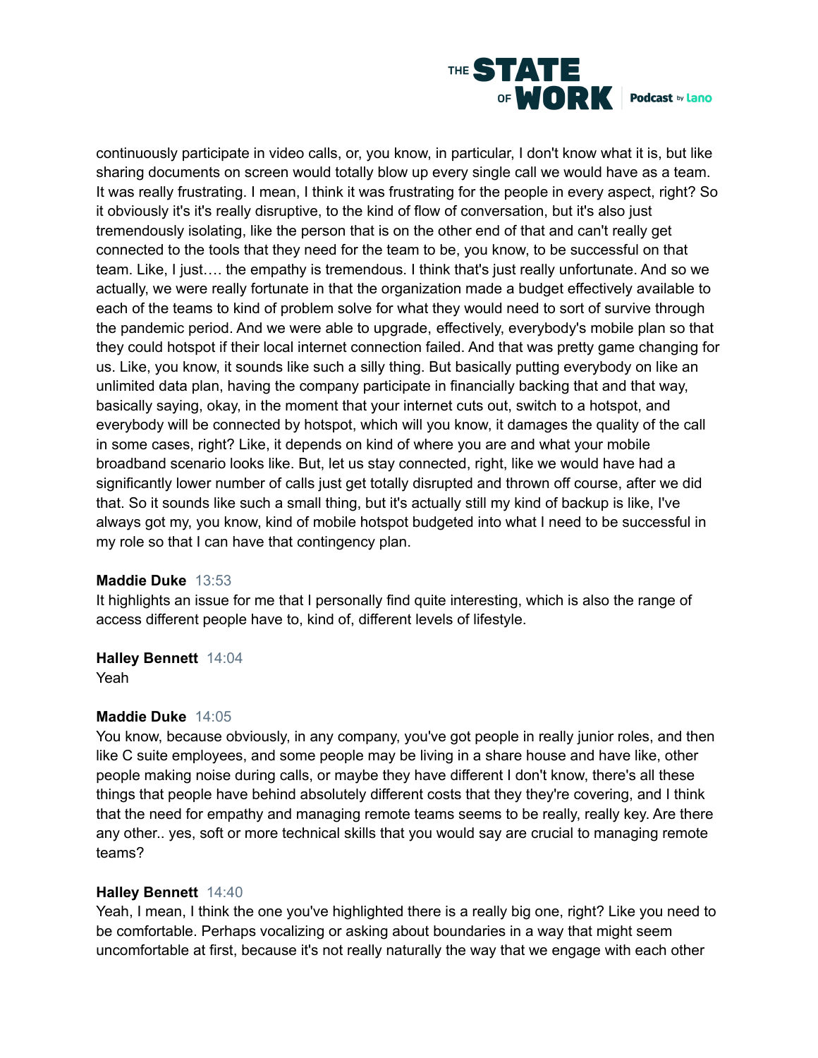continuously participate in video calls, or, you know, in particular, I don't know what it is, but like sharing documents on screen would totally blow up every single call we would have as a team. It was really frustrating. I mean, I think it was frustrating for the people in every aspect, right? So it obviously it's it's really disruptive, to the kind of flow of conversation, but it's also just tremendously isolating, like the person that is on the other end of that and can't really get connected to the tools that they need for the team to be, you know, to be successful on that team. Like, I just…. the empathy is tremendous. I think that's just really unfortunate. And so we actually, we were really fortunate in that the organization made a budget effectively available to each of the teams to kind of problem solve for what they would need to sort of survive through the pandemic period. And we were able to upgrade, effectively, everybody's mobile plan so that they could hotspot if their local internet connection failed. And that was pretty game changing for us. Like, you know, it sounds like such a silly thing. But basically putting everybody on like an unlimited data plan, having the company participate in financially backing that and that way, basically saying, okay, in the moment that your internet cuts out, switch to a hotspot, and everybody will be connected by hotspot, which will you know, it damages the quality of the call in some cases, right? Like, it depends on kind of where you are and what your mobile broadband scenario looks like. But, let us stay connected, right, like we would have had a significantly lower number of calls just get totally disrupted and thrown off course, after we did that. So it sounds like such a small thing, but it's actually still my kind of backup is like, I've always got my, you know, kind of mobile hotspot budgeted into what I need to be successful in my role so that I can have that contingency plan.

**Maddie Duke** 13:53
It highlights an issue for me that I personally find quite interesting, which is also the range of access different people have to, kind of, different levels of lifestyle.

**Halley Bennett** 14:04
Yeah

**Maddie Duke** 14:05
You know, because obviously, in any company, you've got people in really junior roles, and then like C suite employees, and some people may be living in a share house and have like, other people making noise during calls, or maybe they have different I don't know, there's all these things that people have behind absolutely different costs that they they're covering, and I think that the need for empathy and managing remote teams seems to be really, really key. Are there any other.. yes, soft or more technical skills that you would say are crucial to managing remote teams?

**Halley Bennett** 14:40
Yeah, I mean, I think the one you've highlighted there is a really big one, right? Like you need to be comfortable. Perhaps vocalizing or asking about boundaries in a way that might seem uncomfortable at first, because it's not really naturally the way that we engage with each other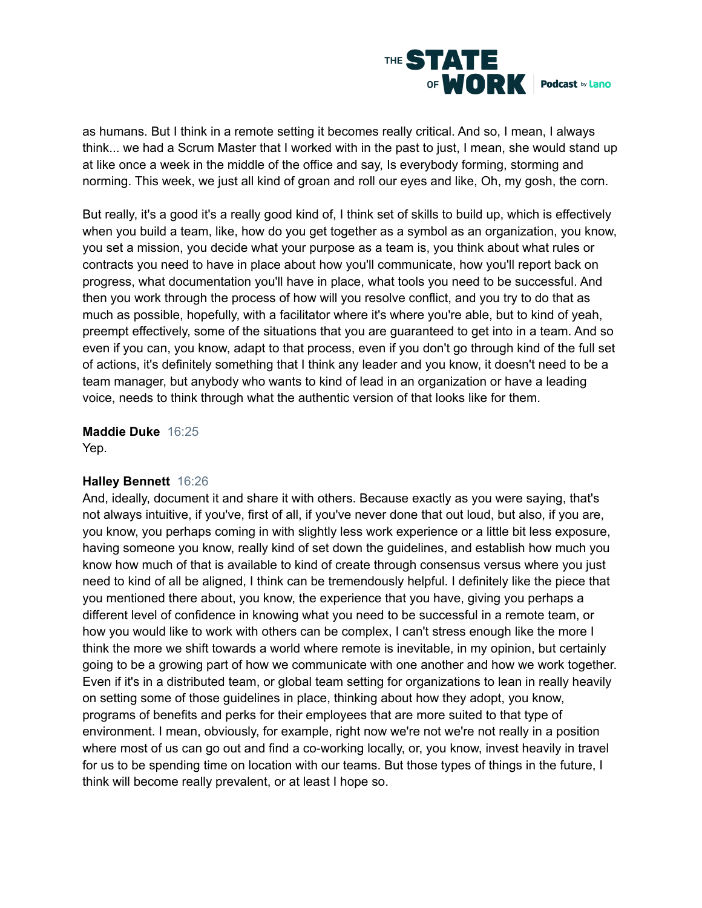as humans. But I think in a remote setting it becomes really critical. And so, I mean, I always think... we had a Scrum Master that I worked with in the past to just, I mean, she would stand up at like once a week in the middle of the office and say, Is everybody forming, storming and norming. This week, we just all kind of groan and roll our eyes and like, Oh, my gosh, the corn.

But really, it's a good it's a really good kind of, I think set of skills to build up, which is effectively when you build a team, like, how do you get together as a symbol as an organization, you know, you set a mission, you decide what your purpose as a team is, you think about what rules or contracts you need to have in place about how you'll communicate, how you'll report back on progress, what documentation you'll have in place, what tools you need to be successful. And then you work through the process of how will you resolve conflict, and you try to do that as much as possible, hopefully, with a facilitator where it's where you're able, but to kind of yeah, preempt effectively, some of the situations that you are guaranteed to get into in a team. And so even if you can, you know, adapt to that process, even if you don't go through kind of the full set of actions, it's definitely something that I think any leader and you know, it doesn't need to be a team manager, but anybody who wants to kind of lead in an organization or have a leading voice, needs to think through what the authentic version of that looks like for them.

**Maddie Duke** 16:25
Yep.

**Halley Bennett** 16:26
And, ideally, document it and share it with others. Because exactly as you were saying, that's not always intuitive, if you've, first of all, if you've never done that out loud, but also, if you are, you know, you perhaps coming in with slightly less work experience or a little bit less exposure, having someone you know, really kind of set down the guidelines, and establish how much you know how much of that is available to kind of create through consensus versus where you just need to kind of all be aligned, I think can be tremendously helpful. I definitely like the piece that you mentioned there about, you know, the experience that you have, giving you perhaps a different level of confidence in knowing what you need to be successful in a remote team, or how you would like to work with others can be complex, I can't stress enough like the more I think the more we shift towards a world where remote is inevitable, in my opinion, but certainly going to be a growing part of how we communicate with one another and how we work together. Even if it's in a distributed team, or global team setting for organizations to lean in really heavily on setting some of those guidelines in place, thinking about how they adopt, you know, programs of benefits and perks for their employees that are more suited to that type of environment. I mean, obviously, for example, right now we're not we're not really in a position where most of us can go out and find a co-working locally, or, you know, invest heavily in travel for us to be spending time on location with our teams. But those types of things in the future, I think will become really prevalent, or at least I hope so.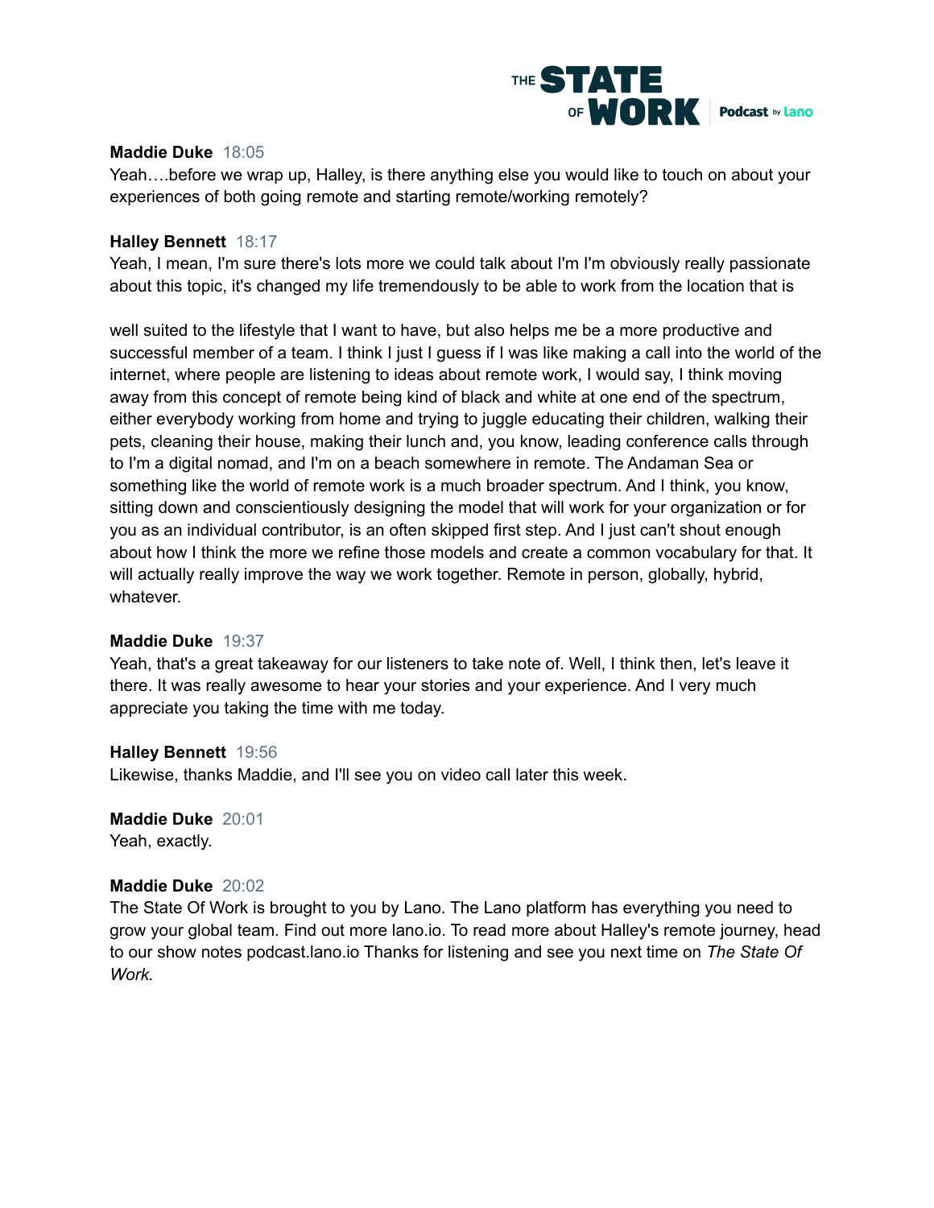**Maddie Duke** 18:05
Yeah….before we wrap up, Halley, is there anything else you would like to touch on about your experiences of both going remote and starting remote/working remotely?

**Halley Bennett** 18:17
Yeah, I mean, I'm sure there's lots more we could talk about I'm I'm obviously really passionate about this topic, it's changed my life tremendously to be able to work from the location that is

well suited to the lifestyle that I want to have, but also helps me be a more productive and successful member of a team. I think I just I guess if I was like making a call into the world of the internet, where people are listening to ideas about remote work, I would say, I think moving away from this concept of remote being kind of black and white at one end of the spectrum, either everybody working from home and trying to juggle educating their children, walking their pets, cleaning their house, making their lunch and, you know, leading conference calls through to I'm a digital nomad, and I'm on a beach somewhere in remote. The Andaman Sea or something like the world of remote work is a much broader spectrum. And I think, you know, sitting down and conscientiously designing the model that will work for your organization or for you as an individual contributor, is an often skipped first step. And I just can't shout enough about how I think the more we refine those models and create a common vocabulary for that. It will actually really improve the way we work together. Remote in person, globally, hybrid, whatever.

**Maddie Duke** 19:37
Yeah, that's a great takeaway for our listeners to take note of. Well, I think then, let's leave it there. It was really awesome to hear your stories and your experience. And I very much appreciate you taking the time with me today.

**Halley Bennett** 19:56
Likewise, thanks Maddie, and I'll see you on video call later this week.

**Maddie Duke** 20:01
Yeah, exactly.

**Maddie Duke** 20:02
The State Of Work is brought to you by Lano. The Lano platform has everything you need to grow your global team. Find out more lano.io. To read more about Halley's remote journey, head to our show notes podcast.lano.io Thanks for listening and see you next time on *The State Of Work.*